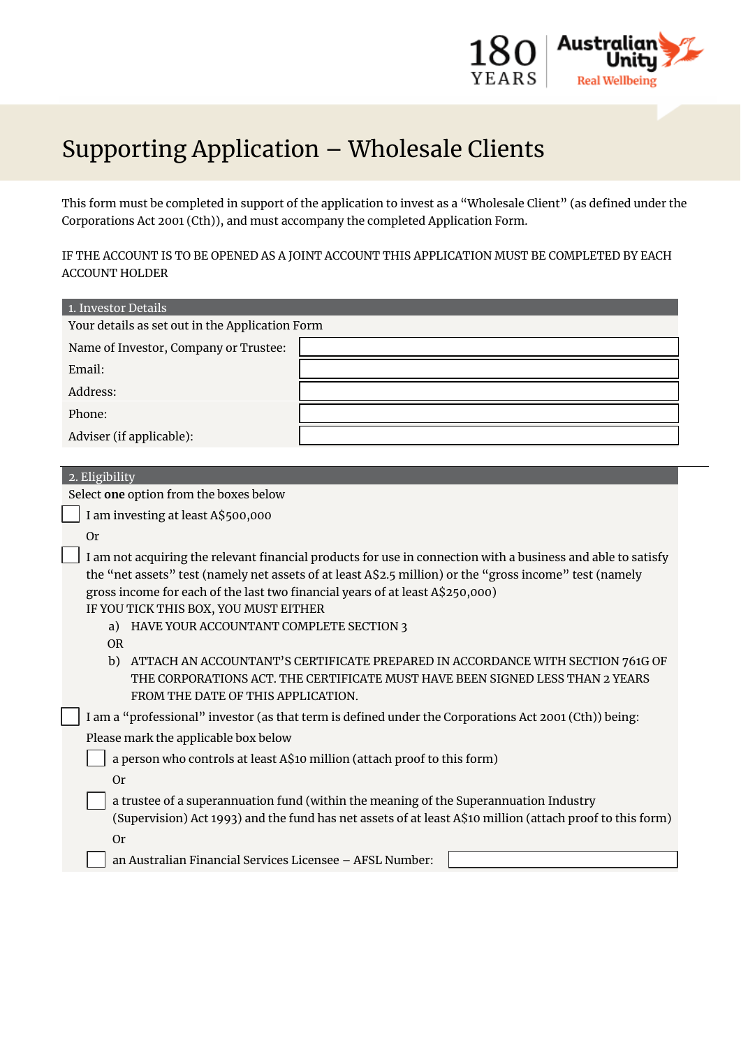# Supporting Application – Wholesale Clients

This form must be completed in support of the application to invest as a "Wholesale Client" (as defined under the Corporations Act 2001 (Cth)), and must accompany the completed Application Form.

IF THE ACCOUNT IS TO BE OPENED AS A JOINT ACCOUNT THIS APPLICATION MUST BE COMPLETED BY EACH ACCOUNT HOLDER

## 1. Investor Details

Your details as set out in the Application Form

| | |
|---|---|
| Name of Investor, Company or Trustee: | |
| Email: | |
| Address: | |
| Phone: | |
| Adviser (if applicable): | |

## 2. Eligibility

Select **one** option from the boxes below

☐ I am investing at least A$500,000

Or

☐ I am not acquiring the relevant financial products for use in connection with a business and able to satisfy the "net assets" test (namely net assets of at least A$2.5 million) or the "gross income" test (namely gross income for each of the last two financial years of at least A$250,000)

IF YOU TICK THIS BOX, YOU MUST EITHER

a) HAVE YOUR ACCOUNTANT COMPLETE SECTION 3

OR

b) ATTACH AN ACCOUNTANT'S CERTIFICATE PREPARED IN ACCORDANCE WITH SECTION 761G OF THE CORPORATIONS ACT. THE CERTIFICATE MUST HAVE BEEN SIGNED LESS THAN 2 YEARS FROM THE DATE OF THIS APPLICATION.

☐ I am a "professional" investor (as that term is defined under the Corporations Act 2001 (Cth)) being:

Please mark the applicable box below

☐ a person who controls at least A$10 million (attach proof to this form)

Or

☐ a trustee of a superannuation fund (within the meaning of the Superannuation Industry (Supervision) Act 1993) and the fund has net assets of at least A$10 million (attach proof to this form)

Or

☐ an Australian Financial Services Licensee – AFSL Number: ____________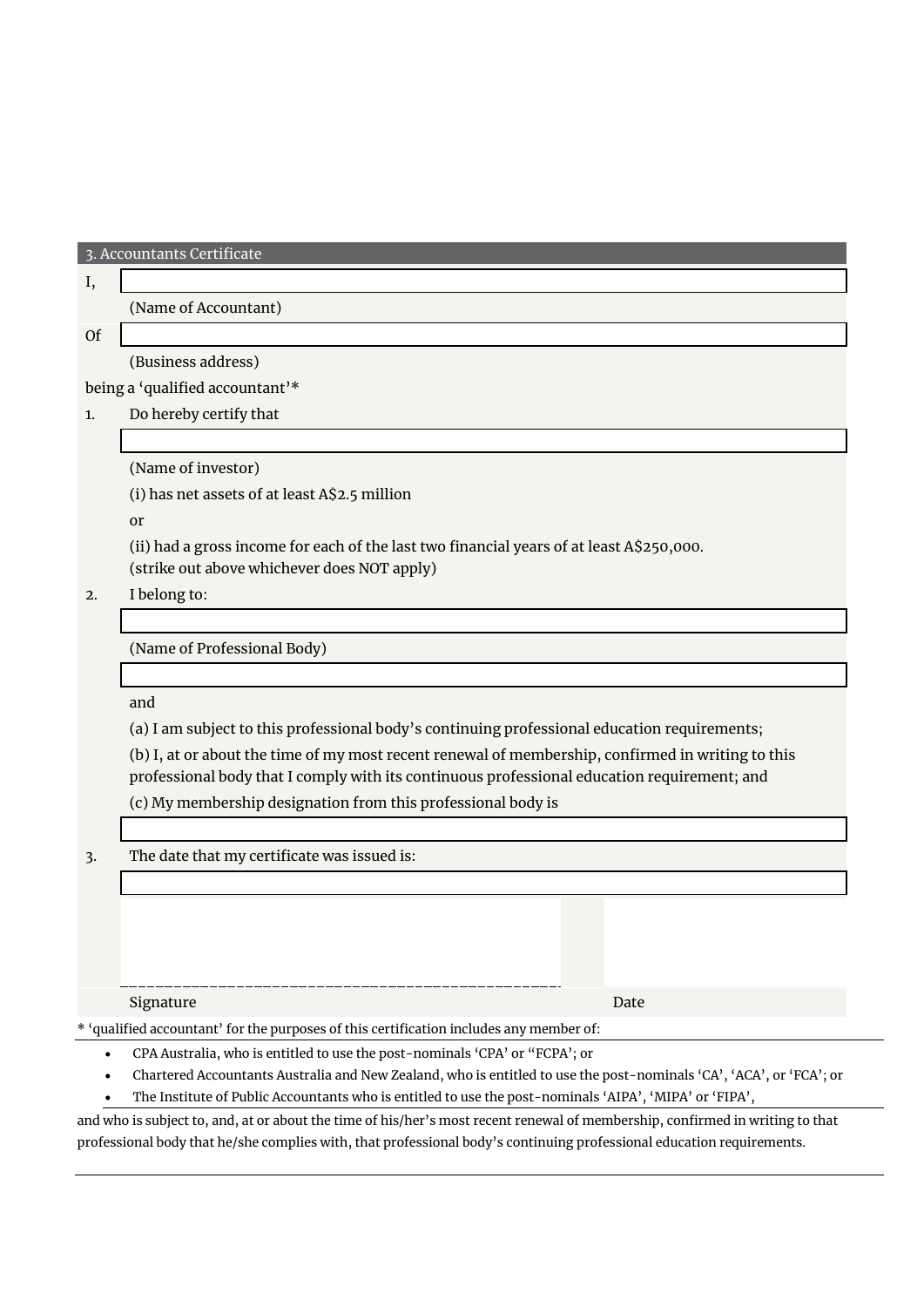## 3. Accountants Certificate

I, \_\_\_\_\_\_\_\_\_\_\_\_\_\_\_\_\_\_\_\_\_\_\_\_\_\_\_\_\_\_\_\_\_\_\_\_\_\_\_\_

(Name of Accountant)

Of \_\_\_\_\_\_\_\_\_\_\_\_\_\_\_\_\_\_\_\_\_\_\_\_\_\_\_\_\_\_\_\_\_\_\_\_\_\_\_\_

(Business address)

being a 'qualified accountant'*

1. Do hereby certify that

   \_\_\_\_\_\_\_\_\_\_\_\_\_\_\_\_\_\_\_\_\_\_\_\_\_\_\_\_\_\_\_\_\_\_\_\_\_\_\_\_

   (Name of investor)

   (i) has net assets of at least A$2.5 million

   or

   (ii) had a gross income for each of the last two financial years of at least A$250,000.
   (strike out above whichever does NOT apply)

2. I belong to:

   \_\_\_\_\_\_\_\_\_\_\_\_\_\_\_\_\_\_\_\_\_\_\_\_\_\_\_\_\_\_\_\_\_\_\_\_\_\_\_\_

   (Name of Professional Body)

   \_\_\_\_\_\_\_\_\_\_\_\_\_\_\_\_\_\_\_\_\_\_\_\_\_\_\_\_\_\_\_\_\_\_\_\_\_\_\_\_

   and

   (a) I am subject to this professional body's continuing professional education requirements;

   (b) I, at or about the time of my most recent renewal of membership, confirmed in writing to this professional body that I comply with its continuous professional education requirement; and

   (c) My membership designation from this professional body is

   \_\_\_\_\_\_\_\_\_\_\_\_\_\_\_\_\_\_\_\_\_\_\_\_\_\_\_\_\_\_\_\_\_\_\_\_\_\_\_\_

3. The date that my certificate was issued is:

   \_\_\_\_\_\_\_\_\_\_\_\_\_\_\_\_\_\_\_\_\_\_\_\_\_\_\_\_\_\_\_\_\_\_\_\_\_\_\_\_

\_\_\_\_\_\_\_\_\_\_\_\_\_\_\_\_\_\_\_\_\_\_\_\_\_\_\_\_\_\_\_\_\_\_\_\_\_\_\_\_

Signature                                                                 Date

* 'qualified accountant' for the purposes of this certification includes any member of:

- CPA Australia, who is entitled to use the post-nominals 'CPA' or ''FCPA'; or
- Chartered Accountants Australia and New Zealand, who is entitled to use the post-nominals 'CA', 'ACA', or 'FCA'; or
- The Institute of Public Accountants who is entitled to use the post-nominals 'AIPA', 'MIPA' or 'FIPA',

and who is subject to, and, at or about the time of his/her's most recent renewal of membership, confirmed in writing to that professional body that he/she complies with, that professional body's continuing professional education requirements.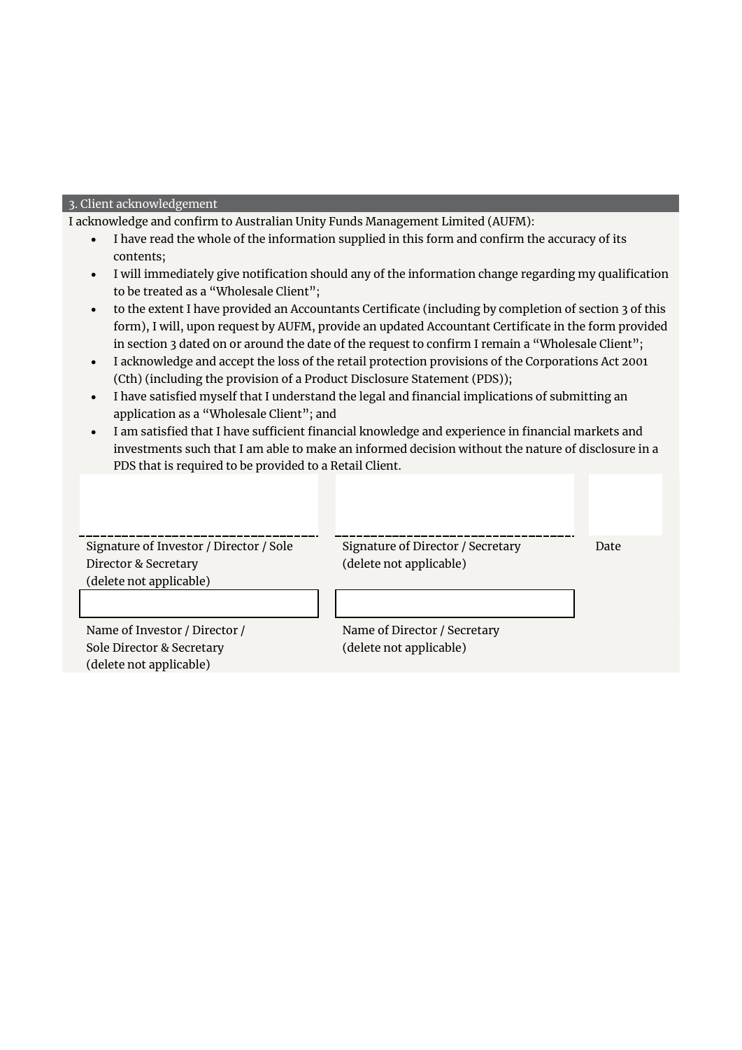## 3. Client acknowledgement

I acknowledge and confirm to Australian Unity Funds Management Limited (AUFM):

- I have read the whole of the information supplied in this form and confirm the accuracy of its contents;
- I will immediately give notification should any of the information change regarding my qualification to be treated as a "Wholesale Client";
- to the extent I have provided an Accountants Certificate (including by completion of section 3 of this form), I will, upon request by AUFM, provide an updated Accountant Certificate in the form provided in section 3 dated on or around the date of the request to confirm I remain a "Wholesale Client";
- I acknowledge and accept the loss of the retail protection provisions of the Corporations Act 2001 (Cth) (including the provision of a Product Disclosure Statement (PDS));
- I have satisfied myself that I understand the legal and financial implications of submitting an application as a "Wholesale Client"; and
- I am satisfied that I have sufficient financial knowledge and experience in financial markets and investments such that I am able to make an informed decision without the nature of disclosure in a PDS that is required to be provided to a Retail Client.

| | | |
|---|---|---|
| Signature of Investor / Director / Sole Director & Secretary (delete not applicable) | Signature of Director / Secretary (delete not applicable) | Date |
| Name of Investor / Director / Sole Director & Secretary (delete not applicable) | Name of Director / Secretary (delete not applicable) | |